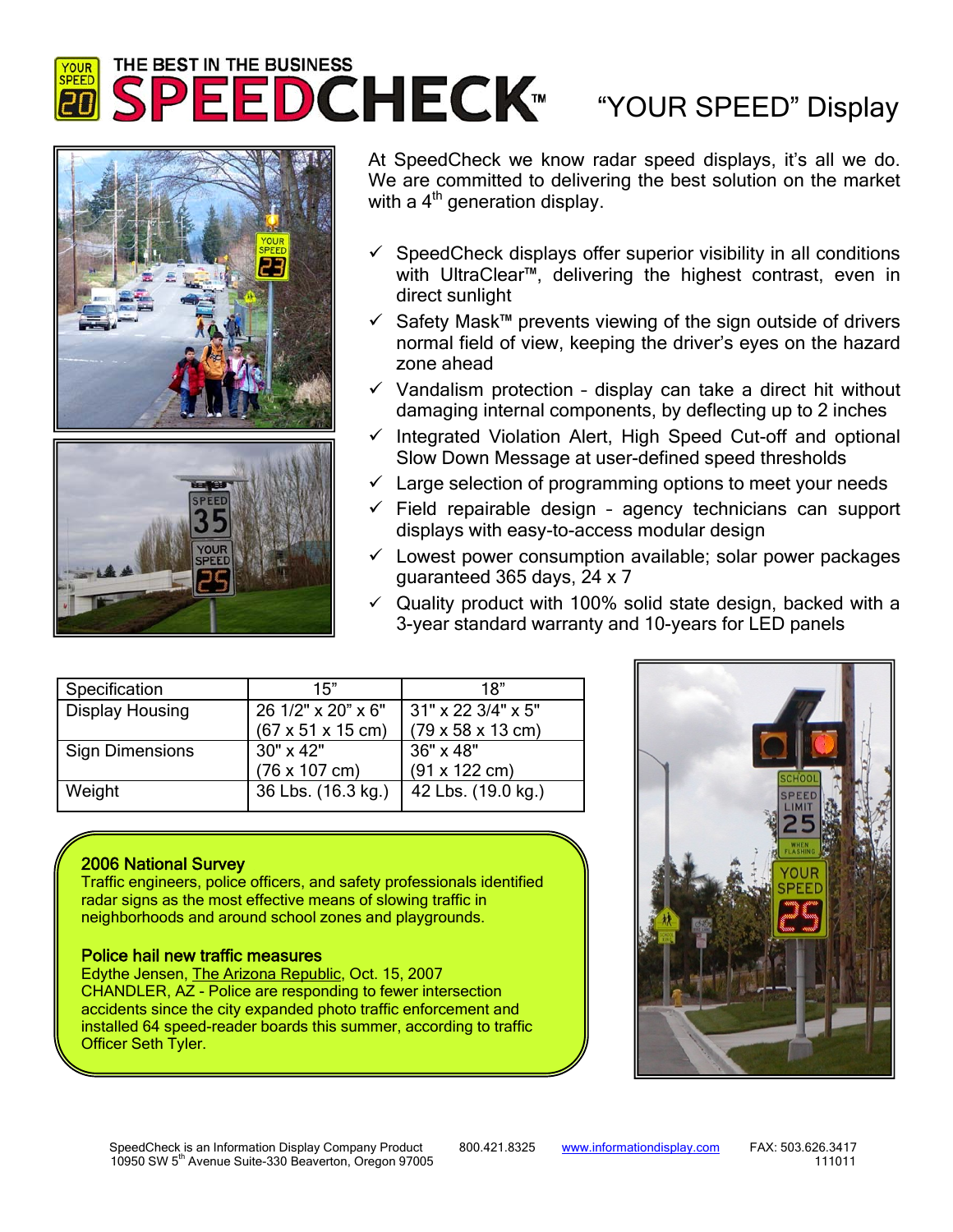# THE BEST IN THE BUSINESS SPEEDCHECK™

## "YOUR SPEED" Display

At SpeedCheck we know radar speed displays, it's all we do. We are committed to delivering the best solution on the market with a 4th generation display.

- ✓ SpeedCheck displays offer superior visibility in all conditions with UltraClear™, delivering the highest contrast, even in direct sunlight
- ✓ Safety Mask™ prevents viewing of the sign outside of drivers normal field of view, keeping the driver's eyes on the hazard zone ahead
- ✓ Vandalism protection – display can take a direct hit without damaging internal components, by deflecting up to 2 inches
- ✓ Integrated Violation Alert, High Speed Cut-off and optional Slow Down Message at user-defined speed thresholds
- ✓ Large selection of programming options to meet your needs
- ✓ Field repairable design – agency technicians can support displays with easy-to-access modular design
- ✓ Lowest power consumption available; solar power packages guaranteed 365 days, 24 x 7
- ✓ Quality product with 100% solid state design, backed with a 3-year standard warranty and 10-years for LED panels

| Specification | 15" | 18" |
| --- | --- | --- |
| Display Housing | 26 1/2" x 20" x 6" (67 x 51 x 15 cm) | 31" x 22 3/4" x 5" (79 x 58 x 13 cm) |
| Sign Dimensions | 30" x 42" (76 x 107 cm) | 36" x 48" (91 x 122 cm) |
| Weight | 36 Lbs. (16.3 kg.) | 42 Lbs. (19.0 kg.) |

**2006 National Survey**
Traffic engineers, police officers, and safety professionals identified radar signs as the most effective means of slowing traffic in neighborhoods and around school zones and playgrounds.

**Police hail new traffic measures**
Edythe Jensen, The Arizona Republic, Oct. 15, 2007
CHANDLER, AZ - Police are responding to fewer intersection accidents since the city expanded photo traffic enforcement and installed 64 speed-reader boards this summer, according to traffic Officer Seth Tyler.

SpeedCheck is an Information Display Company Product 10950 SW 5th Avenue Suite-330 Beaverton, Oregon 97005 | 800.421.8325 | www.informationdisplay.com | FAX: 503.626.3417 | 111011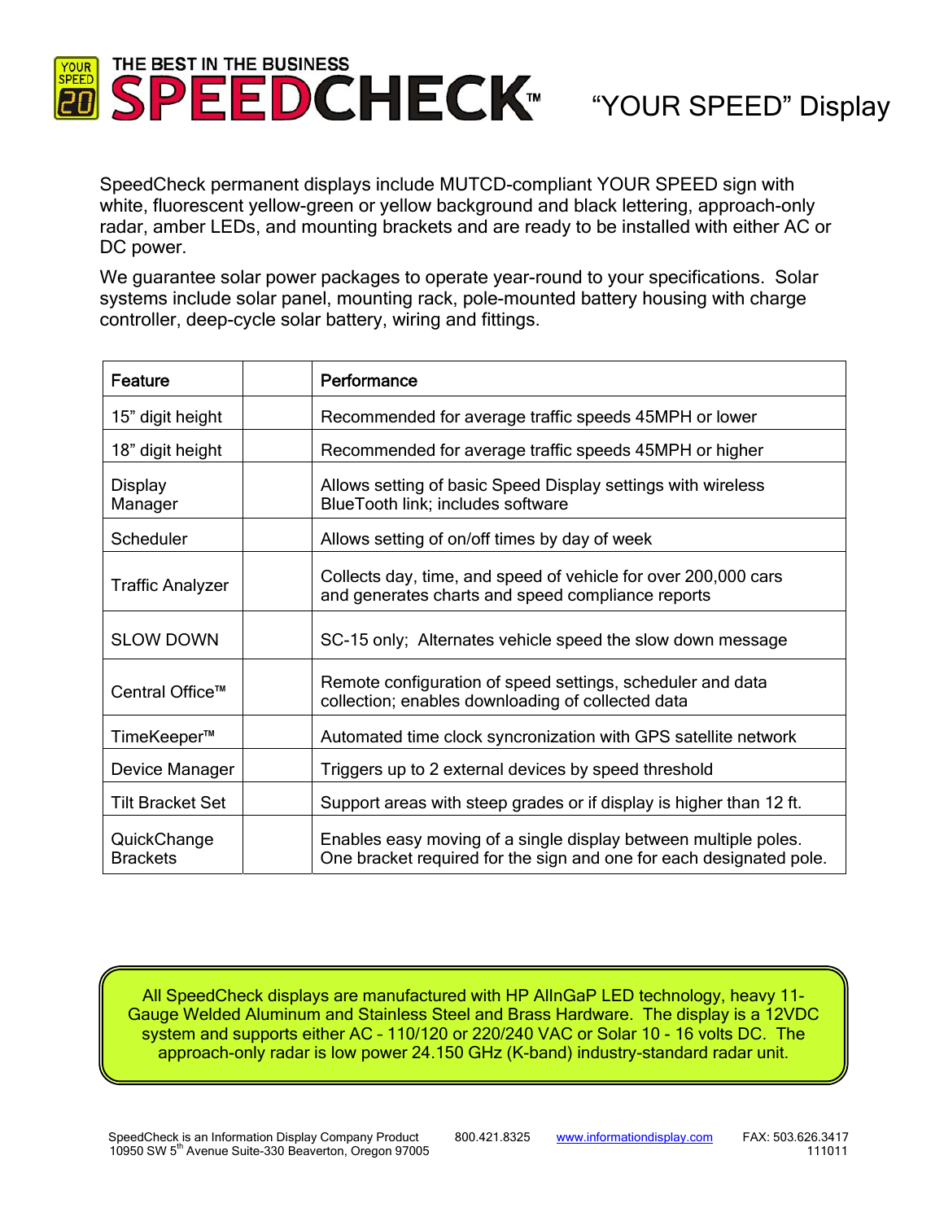THE BEST IN THE BUSINESS

# SPEEDCHECK™

## "YOUR SPEED" Display

SpeedCheck permanent displays include MUTCD-compliant YOUR SPEED sign with white, fluorescent yellow-green or yellow background and black lettering, approach-only radar, amber LEDs, and mounting brackets and are ready to be installed with either AC or DC power.

We guarantee solar power packages to operate year-round to your specifications. Solar systems include solar panel, mounting rack, pole-mounted battery housing with charge controller, deep-cycle solar battery, wiring and fittings.

| Feature | | Performance |
|---|---|---|
| 15" digit height | | Recommended for average traffic speeds 45MPH or lower |
| 18" digit height | | Recommended for average traffic speeds 45MPH or higher |
| Display Manager | | Allows setting of basic Speed Display settings with wireless BlueTooth link; includes software |
| Scheduler | | Allows setting of on/off times by day of week |
| Traffic Analyzer | | Collects day, time, and speed of vehicle for over 200,000 cars and generates charts and speed compliance reports |
| SLOW DOWN | | SC-15 only; Alternates vehicle speed the slow down message |
| Central Office™ | | Remote configuration of speed settings, scheduler and data collection; enables downloading of collected data |
| TimeKeeper™ | | Automated time clock syncronization with GPS satellite network |
| Device Manager | | Triggers up to 2 external devices by speed threshold |
| Tilt Bracket Set | | Support areas with steep grades or if display is higher than 12 ft. |
| QuickChange Brackets | | Enables easy moving of a single display between multiple poles. One bracket required for the sign and one for each designated pole. |

All SpeedCheck displays are manufactured with HP AlInGaP LED technology, heavy 11-Gauge Welded Aluminum and Stainless Steel and Brass Hardware. The display is a 12VDC system and supports either AC – 110/120 or 220/240 VAC or Solar 10 - 16 volts DC. The approach-only radar is low power 24.150 GHz (K-band) industry-standard radar unit.

SpeedCheck is an Information Display Company Product
10950 SW 5th Avenue Suite-330 Beaverton, Oregon 97005

800.421.8325 www.informationdisplay.com FAX: 503.626.3417

111011